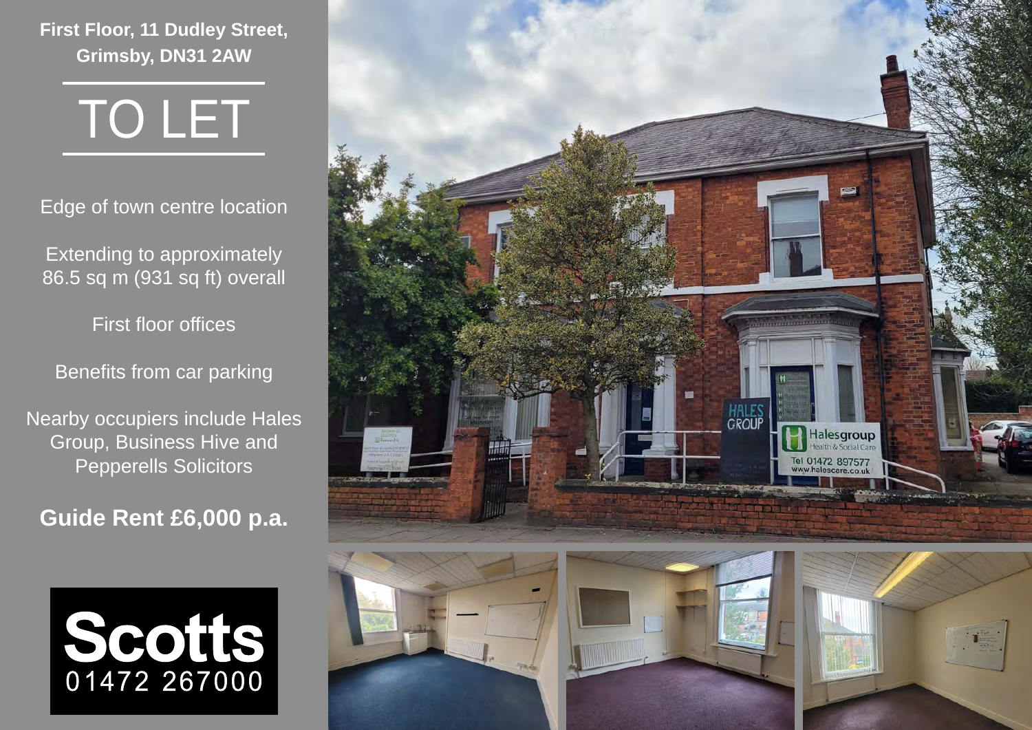**First Floor, 11 Dudley Street, Grimsby, DN31 2AW**

# TO LET

Edge of town centre location

Extending to approximately 86.5 sq m (931 sq ft) overall

First floor offices

Benefits from car parking

Nearby occupiers include Hales Group, Business Hive and Pepperells Solicitors

**Guide Rent £6,000 p.a.**

**Scotts**
01472 267000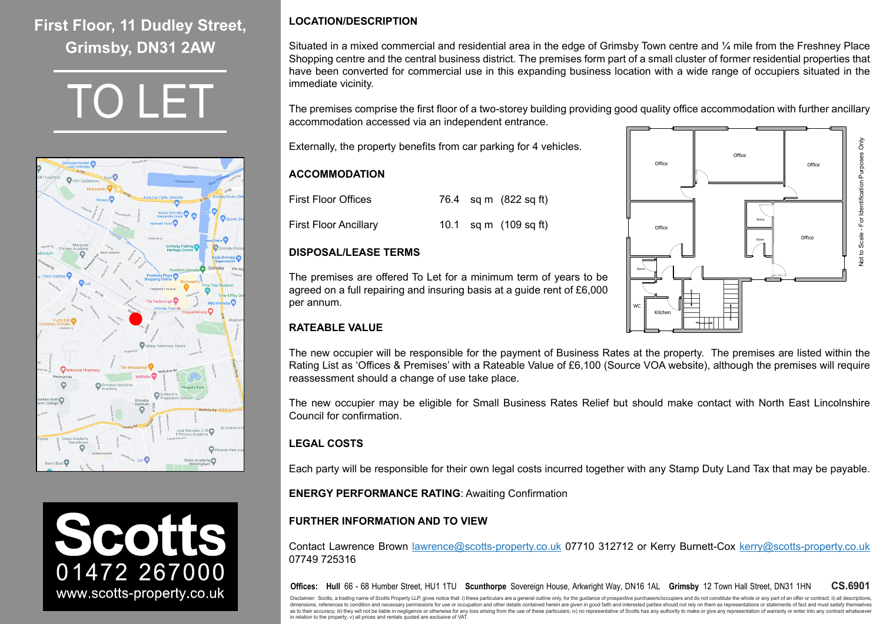# First Floor, 11 Dudley Street, Grimsby, DN31 2AW

# TO LET

**Scotts**
01472 267000
www.scotts-property.co.uk

## LOCATION/DESCRIPTION

Situated in a mixed commercial and residential area in the edge of Grimsby Town centre and ¼ mile from the Freshney Place Shopping centre and the central business district. The premises form part of a small cluster of former residential properties that have been converted for commercial use in this expanding business location with a wide range of occupiers situated in the immediate vicinity.

The premises comprise the first floor of a two-storey building providing good quality office accommodation with further ancillary accommodation accessed via an independent entrance.

Externally, the property benefits from car parking for 4 vehicles.

## ACCOMMODATION

| | | |
|---|---|---|
| First Floor Offices | 76.4 sq m | (822 sq ft) |
| First Floor Ancillary | 10.1 sq m | (109 sq ft) |

Office
Office
Office
Office
Office
Store
Store
Store
WC
Kitchen
Not to Scale - For Identification Purposes Only

## DISPOSAL/LEASE TERMS

The premises are offered To Let for a minimum term of years to be agreed on a full repairing and insuring basis at a guide rent of £6,000 per annum.

## RATEABLE VALUE

The new occupier will be responsible for the payment of Business Rates at the property. The premises are listed within the Rating List as 'Offices & Premises' with a Rateable Value of £6,100 (Source VOA website), although the premises will require reassessment should a change of use take place.

The new occupier may be eligible for Small Business Rates Relief but should make contact with North East Lincolnshire Council for confirmation.

## LEGAL COSTS

Each party will be responsible for their own legal costs incurred together with any Stamp Duty Land Tax that may be payable.

**ENERGY PERFORMANCE RATING**: Awaiting Confirmation

## FURTHER INFORMATION AND TO VIEW

Contact Lawrence Brown lawrence@scotts-property.co.uk 07710 312712 or Kerry Burnett-Cox kerry@scotts-property.co.uk 07749 725316

**Offices:** **Hull** 66 - 68 Humber Street, HU1 1TU **Scunthorpe** Sovereign House, Arkwright Way, DN16 1AL **Grimsby** 12 Town Hall Street, DN31 1HN **CS.6901**

Disclaimer: Scotts, a trading name of Scotts Property LLP, gives notice that: i) these particulars are a general outline only, for the guidance of prospective purchasers/occupiers and do not constitute the whole or any part of an offer or contract; ii) all descriptions, dimensions, references to condition and necessary permissions for use or occupation and other details contained herein are given in good faith and interested parties should not rely on them as representations or statements of fact and must satisfy themselves as to their accuracy; iii) they will not be liable in negligence or otherwise for any loss arising from the use of these particulars; iv) no representative of Scotts has any authority to make or give any representation of warranty or enter into any contract whatsoever in relation to the property; v) all prices and rentals quoted are exclusive of VAT.